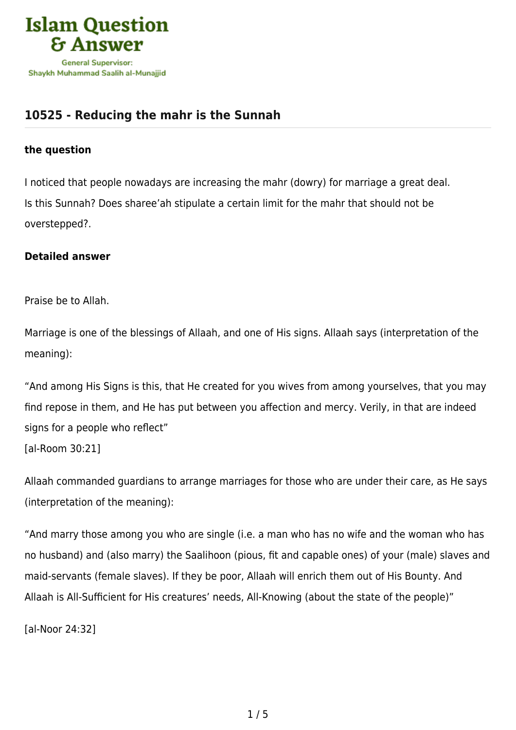# 10525 - Reducing the mahr is the Sunnah

**the question**

I noticed that people nowadays are increasing the mahr (dowry) for marriage a great deal. Is this Sunnah? Does sharee'ah stipulate a certain limit for the mahr that should not be overstepped?.

**Detailed answer**

Praise be to Allah.

Marriage is one of the blessings of Allaah, and one of His signs. Allaah says (interpretation of the meaning):

"And among His Signs is this, that He created for you wives from among yourselves, that you may find repose in them, and He has put between you affection and mercy. Verily, in that are indeed signs for a people who reflect"
[al-Room 30:21]

Allaah commanded guardians to arrange marriages for those who are under their care, as He says (interpretation of the meaning):

"And marry those among you who are single (i.e. a man who has no wife and the woman who has no husband) and (also marry) the Saalihoon (pious, fit and capable ones) of your (male) slaves and maid-servants (female slaves). If they be poor, Allaah will enrich them out of His Bounty. And Allaah is All-Sufficient for His creatures' needs, All-Knowing (about the state of the people)"

[al-Noor 24:32]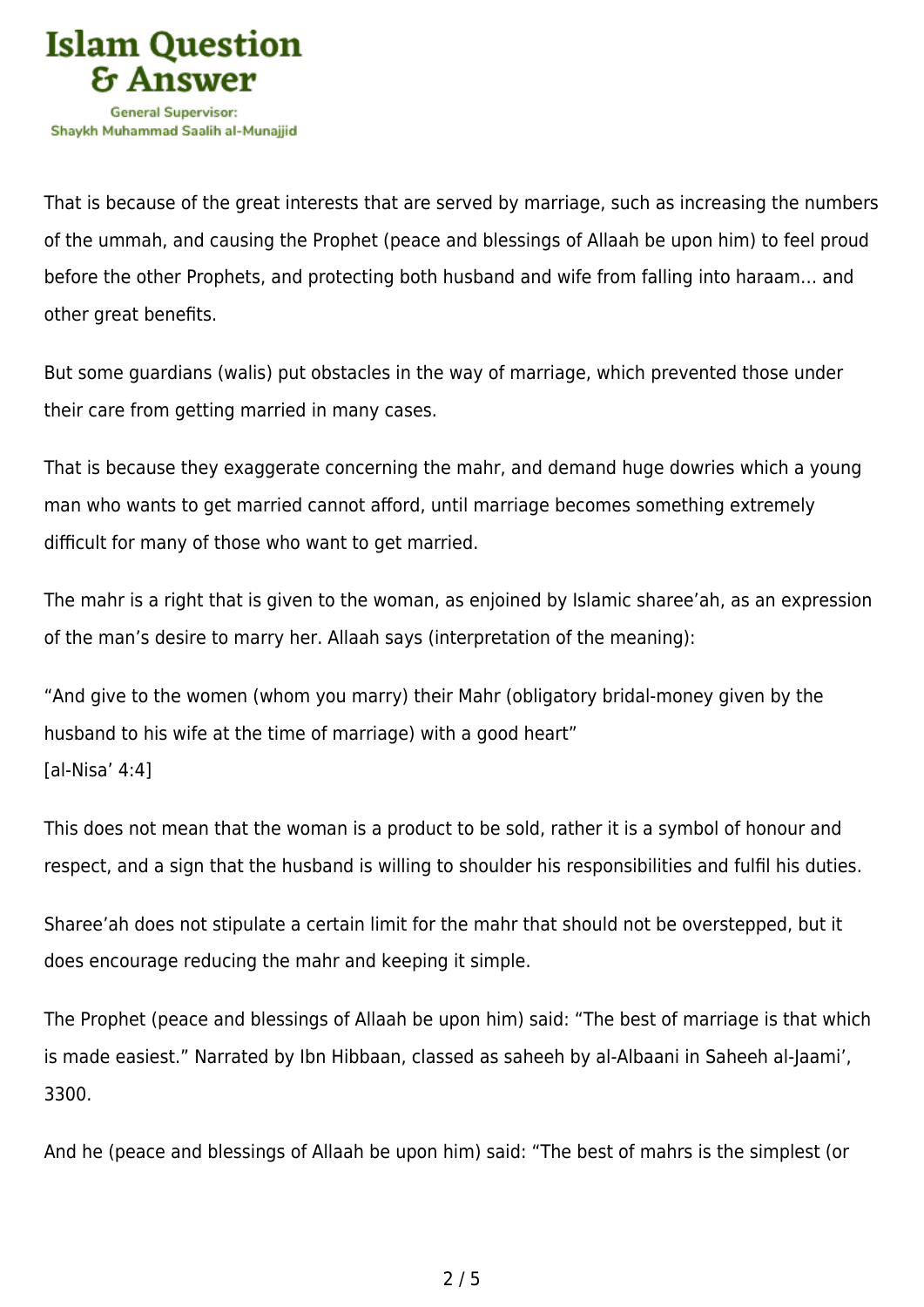That is because of the great interests that are served by marriage, such as increasing the numbers of the ummah, and causing the Prophet (peace and blessings of Allaah be upon him) to feel proud before the other Prophets, and protecting both husband and wife from falling into haraam… and other great benefits.

But some guardians (walis) put obstacles in the way of marriage, which prevented those under their care from getting married in many cases.

That is because they exaggerate concerning the mahr, and demand huge dowries which a young man who wants to get married cannot afford, until marriage becomes something extremely difficult for many of those who want to get married.

The mahr is a right that is given to the woman, as enjoined by Islamic sharee'ah, as an expression of the man's desire to marry her. Allaah says (interpretation of the meaning):

"And give to the women (whom you marry) their Mahr (obligatory bridal-money given by the husband to his wife at the time of marriage) with a good heart"
[al-Nisa' 4:4]

This does not mean that the woman is a product to be sold, rather it is a symbol of honour and respect, and a sign that the husband is willing to shoulder his responsibilities and fulfil his duties.

Sharee'ah does not stipulate a certain limit for the mahr that should not be overstepped, but it does encourage reducing the mahr and keeping it simple.

The Prophet (peace and blessings of Allaah be upon him) said: "The best of marriage is that which is made easiest." Narrated by Ibn Hibbaan, classed as saheeh by al-Albaani in Saheeh al-Jaami', 3300.

And he (peace and blessings of Allaah be upon him) said: "The best of mahrs is the simplest (or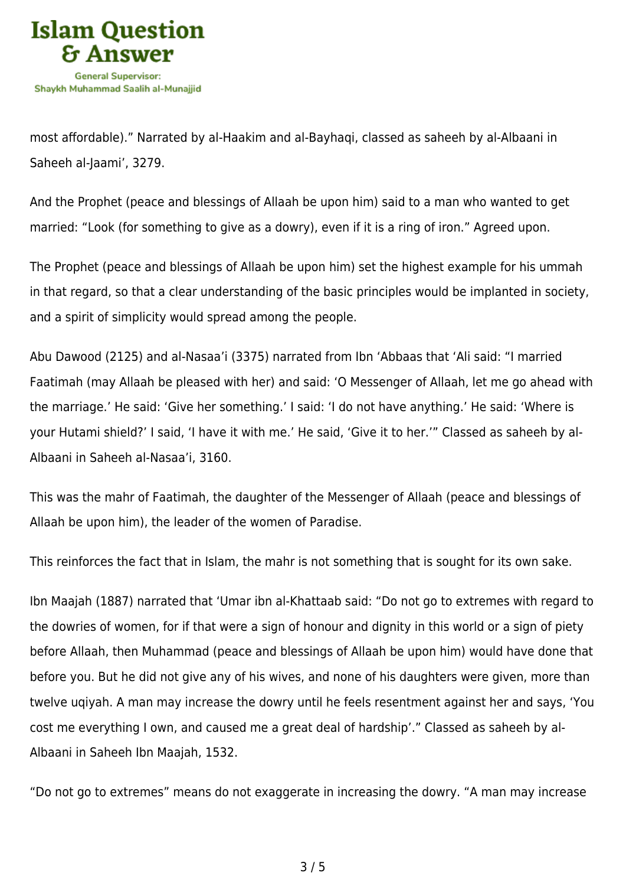most affordable).” Narrated by al-Haakim and al-Bayhaqi, classed as saheeh by al-Albaani in Saheeh al-Jaami’, 3279.

And the Prophet (peace and blessings of Allaah be upon him) said to a man who wanted to get married: “Look (for something to give as a dowry), even if it is a ring of iron.” Agreed upon.

The Prophet (peace and blessings of Allaah be upon him) set the highest example for his ummah in that regard, so that a clear understanding of the basic principles would be implanted in society, and a spirit of simplicity would spread among the people.

Abu Dawood (2125) and al-Nasaa’i (3375) narrated from Ibn ‘Abbaas that ‘Ali said: “I married Faatimah (may Allaah be pleased with her) and said: ‘O Messenger of Allaah, let me go ahead with the marriage.’ He said: ‘Give her something.’ I said: ‘I do not have anything.’ He said: ‘Where is your Hutami shield?’ I said, ‘I have it with me.’ He said, ‘Give it to her.’” Classed as saheeh by al-Albaani in Saheeh al-Nasaa’i, 3160.

This was the mahr of Faatimah, the daughter of the Messenger of Allaah (peace and blessings of Allaah be upon him), the leader of the women of Paradise.

This reinforces the fact that in Islam, the mahr is not something that is sought for its own sake.

Ibn Maajah (1887) narrated that ‘Umar ibn al-Khattaab said: “Do not go to extremes with regard to the dowries of women, for if that were a sign of honour and dignity in this world or a sign of piety before Allaah, then Muhammad (peace and blessings of Allaah be upon him) would have done that before you. But he did not give any of his wives, and none of his daughters were given, more than twelve uqiyah. A man may increase the dowry until he feels resentment against her and says, ‘You cost me everything I own, and caused me a great deal of hardship’.” Classed as saheeh by al-Albaani in Saheeh Ibn Maajah, 1532.

“Do not go to extremes” means do not exaggerate in increasing the dowry. “A man may increase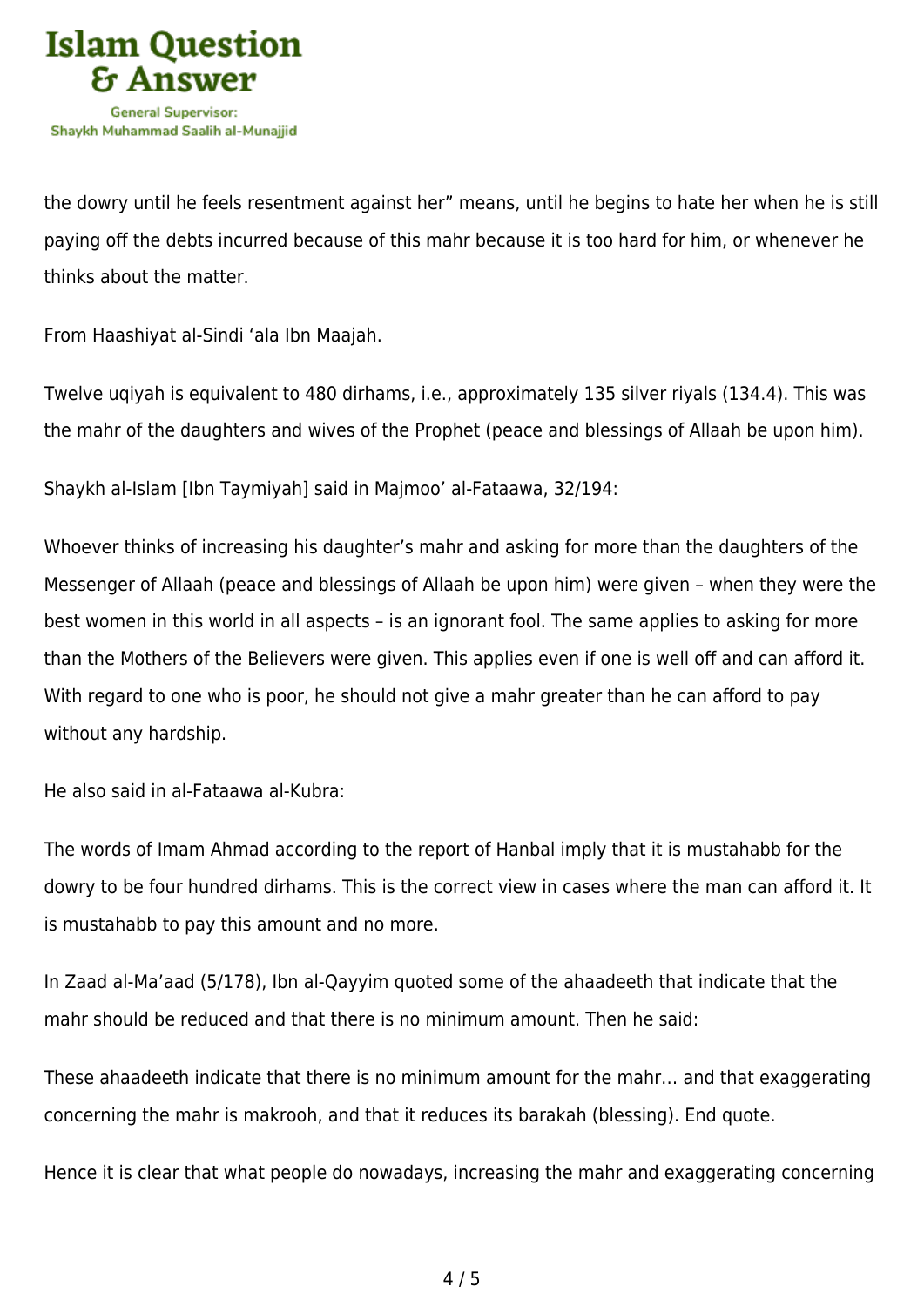the dowry until he feels resentment against her" means, until he begins to hate her when he is still paying off the debts incurred because of this mahr because it is too hard for him, or whenever he thinks about the matter.

From Haashiyat al-Sindi 'ala Ibn Maajah.

Twelve uqiyah is equivalent to 480 dirhams, i.e., approximately 135 silver riyals (134.4). This was the mahr of the daughters and wives of the Prophet (peace and blessings of Allaah be upon him).

Shaykh al-Islam [Ibn Taymiyah] said in Majmoo' al-Fataawa, 32/194:

Whoever thinks of increasing his daughter's mahr and asking for more than the daughters of the Messenger of Allaah (peace and blessings of Allaah be upon him) were given – when they were the best women in this world in all aspects – is an ignorant fool. The same applies to asking for more than the Mothers of the Believers were given. This applies even if one is well off and can afford it. With regard to one who is poor, he should not give a mahr greater than he can afford to pay without any hardship.

He also said in al-Fataawa al-Kubra:

The words of Imam Ahmad according to the report of Hanbal imply that it is mustahabb for the dowry to be four hundred dirhams. This is the correct view in cases where the man can afford it. It is mustahabb to pay this amount and no more.

In Zaad al-Ma'aad (5/178), Ibn al-Qayyim quoted some of the ahaadeeth that indicate that the mahr should be reduced and that there is no minimum amount. Then he said:

These ahaadeeth indicate that there is no minimum amount for the mahr… and that exaggerating concerning the mahr is makrooh, and that it reduces its barakah (blessing). End quote.

Hence it is clear that what people do nowadays, increasing the mahr and exaggerating concerning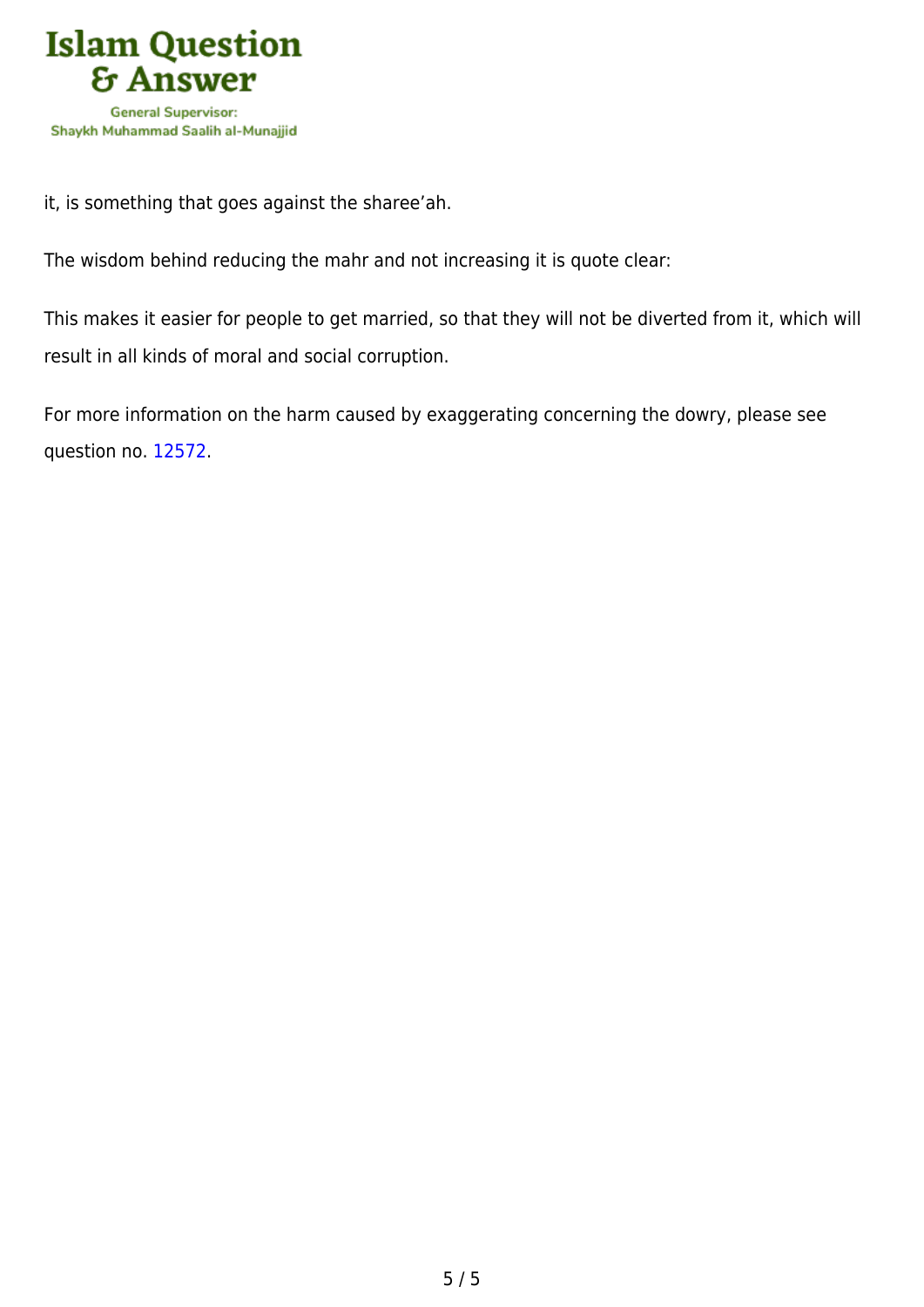it, is something that goes against the sharee'ah.

The wisdom behind reducing the mahr and not increasing it is quote clear:

This makes it easier for people to get married, so that they will not be diverted from it, which will result in all kinds of moral and social corruption.

For more information on the harm caused by exaggerating concerning the dowry, please see question no. 12572.